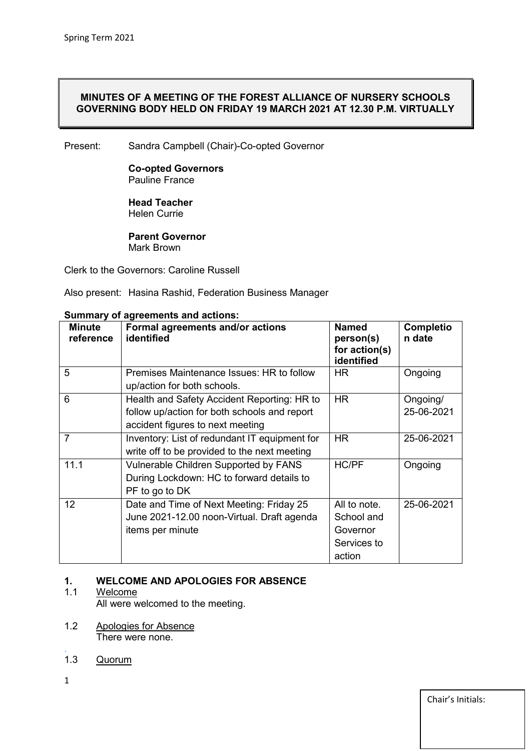# MINUTES OF A MEETING OF THE FOREST ALLIANCE OF NURSERY SCHOOLS GOVERNING BODY HELD ON FRIDAY 19 MARCH 2021 AT 12.30 P.M. VIRTUALLY

Present: Sandra Campbell (Chair)-Co-opted Governor

**Co-opted Governors**
Pauline France

**Head Teacher**
Helen Currie

**Parent Governor**
Mark Brown

Clerk to the Governors: Caroline Russell

Also present: Hasina Rashid, Federation Business Manager

**Summary of agreements and actions:**

| Minute reference | Formal agreements and/or actions identified | Named person(s) for action(s) identified | Completion date |
|---|---|---|---|
| 5 | Premises Maintenance Issues: HR to follow up/action for both schools. | HR | Ongoing |
| 6 | Health and Safety Accident Reporting: HR to follow up/action for both schools and report accident figures to next meeting | HR | Ongoing/ 25-06-2021 |
| 7 | Inventory: List of redundant IT equipment for write off to be provided to the next meeting | HR | 25-06-2021 |
| 11.1 | Vulnerable Children Supported by FANS During Lockdown: HC to forward details to PF to go to DK | HC/PF | Ongoing |
| 12 | Date and Time of Next Meeting: Friday 25 June 2021-12.00 noon-Virtual. Draft agenda items per minute | All to note. School and Governor Services to action | 25-06-2021 |

## 1. WELCOME AND APOLOGIES FOR ABSENCE

1.1 Welcome

All were welcomed to the meeting.

1.2 Apologies for Absence

There were none.

1.3 Quorum

Chair's Initials: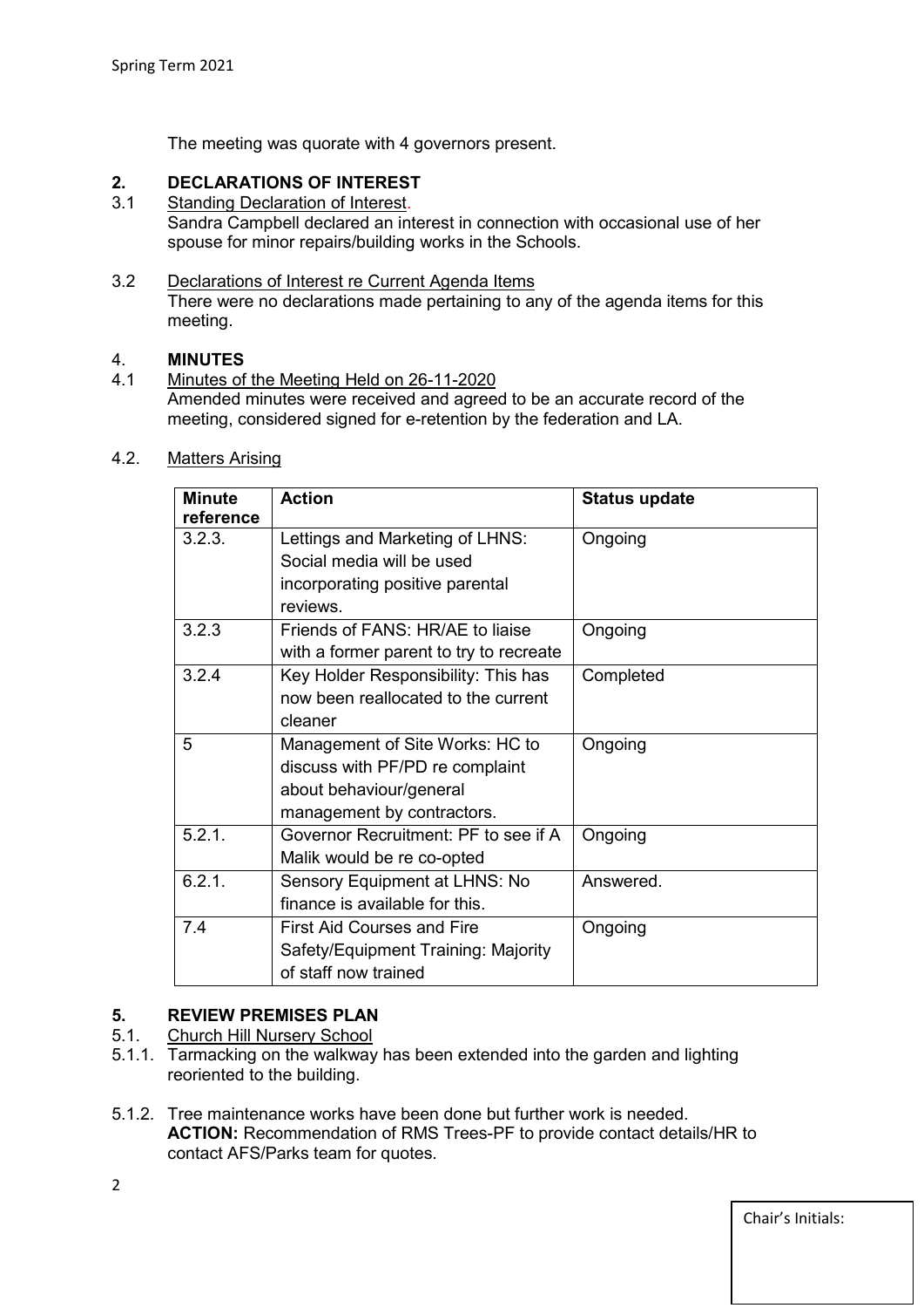The meeting was quorate with 4 governors present.

## 2. DECLARATIONS OF INTEREST

3.1 Standing Declaration of Interest.
Sandra Campbell declared an interest in connection with occasional use of her spouse for minor repairs/building works in the Schools.

3.2 Declarations of Interest re Current Agenda Items
There were no declarations made pertaining to any of the agenda items for this meeting.

## 4. MINUTES

4.1 Minutes of the Meeting Held on 26-11-2020
Amended minutes were received and agreed to be an accurate record of the meeting, considered signed for e-retention by the federation and LA.

4.2. Matters Arising

| Minute reference | Action | Status update |
|---|---|---|
| 3.2.3. | Lettings and Marketing of LHNS: Social media will be used incorporating positive parental reviews. | Ongoing |
| 3.2.3 | Friends of FANS: HR/AE to liaise with a former parent to try to recreate | Ongoing |
| 3.2.4 | Key Holder Responsibility: This has now been reallocated to the current cleaner | Completed |
| 5 | Management of Site Works: HC to discuss with PF/PD re complaint about behaviour/general management by contractors. | Ongoing |
| 5.2.1. | Governor Recruitment: PF to see if A Malik would be re co-opted | Ongoing |
| 6.2.1. | Sensory Equipment at LHNS: No finance is available for this. | Answered. |
| 7.4 | First Aid Courses and Fire Safety/Equipment Training: Majority of staff now trained | Ongoing |

## 5. REVIEW PREMISES PLAN

5.1. Church Hill Nursery School

5.1.1. Tarmacking on the walkway has been extended into the garden and lighting reoriented to the building.

5.1.2. Tree maintenance works have been done but further work is needed.
**ACTION:** Recommendation of RMS Trees-PF to provide contact details/HR to contact AFS/Parks team for quotes.

Chair's Initials: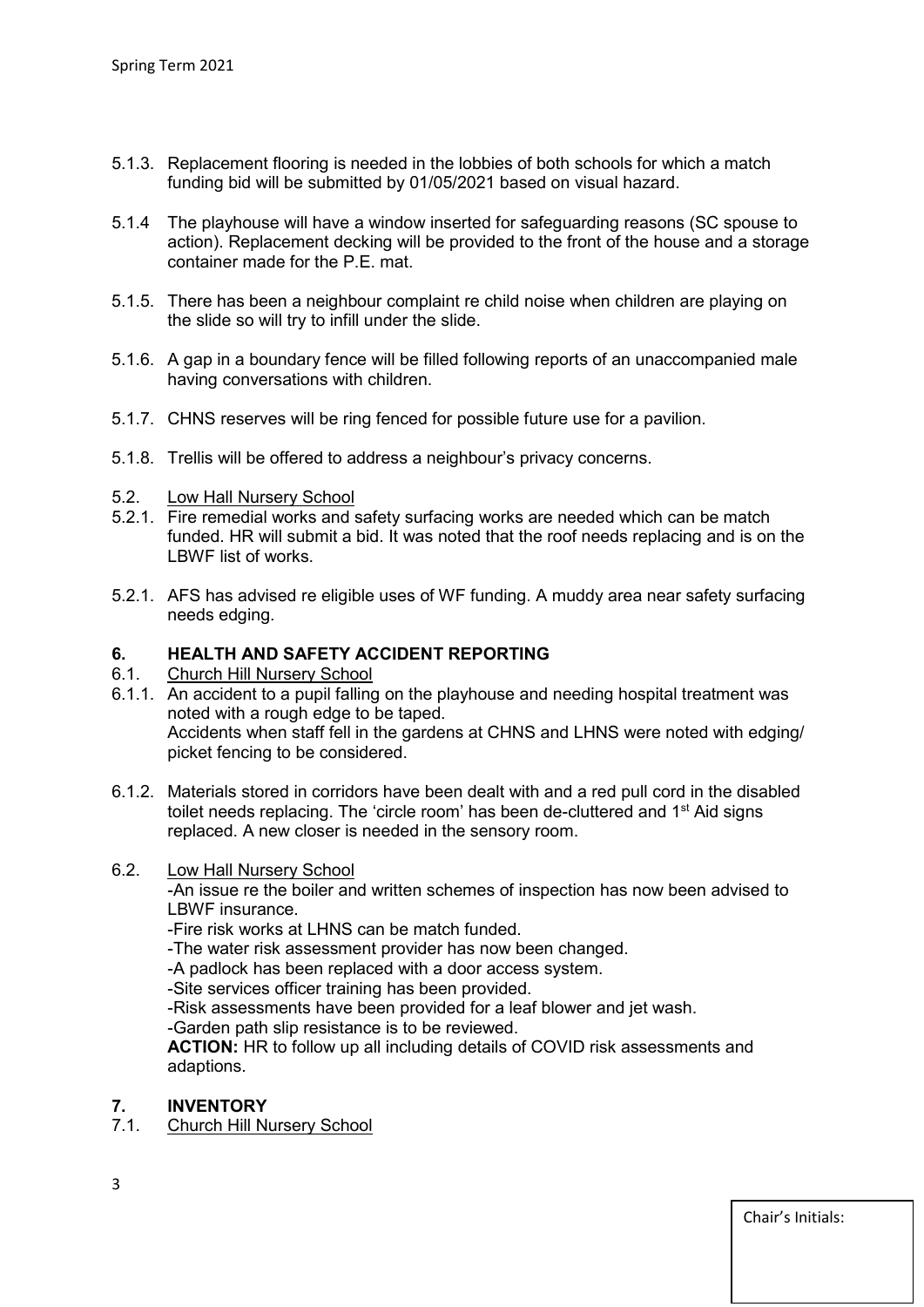5.1.3. Replacement flooring is needed in the lobbies of both schools for which a match funding bid will be submitted by 01/05/2021 based on visual hazard.

5.1.4 The playhouse will have a window inserted for safeguarding reasons (SC spouse to action). Replacement decking will be provided to the front of the house and a storage container made for the P.E. mat.

5.1.5. There has been a neighbour complaint re child noise when children are playing on the slide so will try to infill under the slide.

5.1.6. A gap in a boundary fence will be filled following reports of an unaccompanied male having conversations with children.

5.1.7. CHNS reserves will be ring fenced for possible future use for a pavilion.

5.1.8. Trellis will be offered to address a neighbour's privacy concerns.

5.2. Low Hall Nursery School

5.2.1. Fire remedial works and safety surfacing works are needed which can be match funded. HR will submit a bid. It was noted that the roof needs replacing and is on the LBWF list of works.

5.2.1. AFS has advised re eligible uses of WF funding. A muddy area near safety surfacing needs edging.

## 6. HEALTH AND SAFETY ACCIDENT REPORTING

6.1. Church Hill Nursery School

6.1.1. An accident to a pupil falling on the playhouse and needing hospital treatment was noted with a rough edge to be taped.
Accidents when staff fell in the gardens at CHNS and LHNS were noted with edging/ picket fencing to be considered.

6.1.2. Materials stored in corridors have been dealt with and a red pull cord in the disabled toilet needs replacing. The 'circle room' has been de-cluttered and 1st Aid signs replaced. A new closer is needed in the sensory room.

6.2. Low Hall Nursery School

-An issue re the boiler and written schemes of inspection has now been advised to LBWF insurance.
-Fire risk works at LHNS can be match funded.
-The water risk assessment provider has now been changed.
-A padlock has been replaced with a door access system.
-Site services officer training has been provided.
-Risk assessments have been provided for a leaf blower and jet wash.
-Garden path slip resistance is to be reviewed.
**ACTION:** HR to follow up all including details of COVID risk assessments and adaptions.

## 7. INVENTORY

7.1. Church Hill Nursery School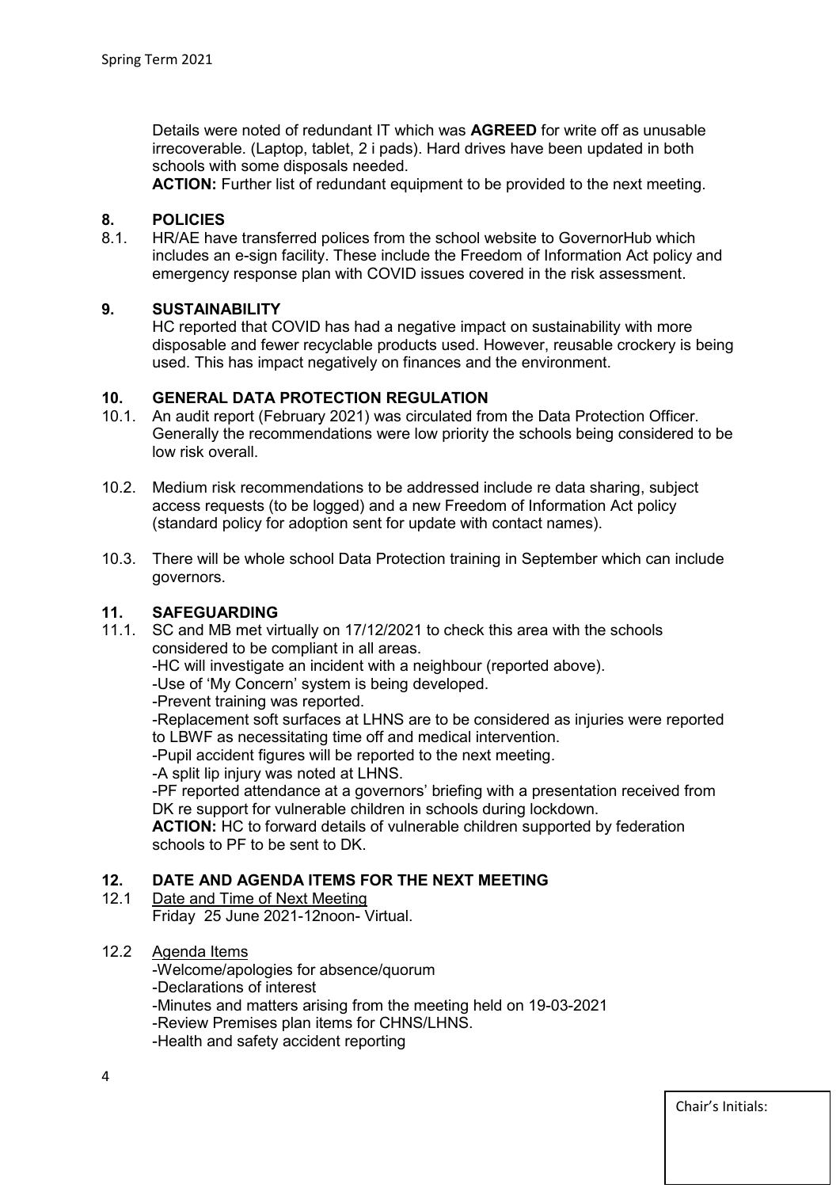Details were noted of redundant IT which was **AGREED** for write off as unusable irrecoverable. (Laptop, tablet, 2 i pads). Hard drives have been updated in both schools with some disposals needed.

**ACTION:** Further list of redundant equipment to be provided to the next meeting.

## 8. POLICIES

8.1. HR/AE have transferred polices from the school website to GovernorHub which includes an e-sign facility. These include the Freedom of Information Act policy and emergency response plan with COVID issues covered in the risk assessment.

## 9. SUSTAINABILITY

HC reported that COVID has had a negative impact on sustainability with more disposable and fewer recyclable products used. However, reusable crockery is being used. This has impact negatively on finances and the environment.

## 10. GENERAL DATA PROTECTION REGULATION

10.1. An audit report (February 2021) was circulated from the Data Protection Officer. Generally the recommendations were low priority the schools being considered to be low risk overall.

10.2. Medium risk recommendations to be addressed include re data sharing, subject access requests (to be logged) and a new Freedom of Information Act policy (standard policy for adoption sent for update with contact names).

10.3. There will be whole school Data Protection training in September which can include governors.

## 11. SAFEGUARDING

11.1. SC and MB met virtually on 17/12/2021 to check this area with the schools considered to be compliant in all areas.

-HC will investigate an incident with a neighbour (reported above).
-Use of 'My Concern' system is being developed.
-Prevent training was reported.
-Replacement soft surfaces at LHNS are to be considered as injuries were reported to LBWF as necessitating time off and medical intervention.
-Pupil accident figures will be reported to the next meeting.
-A split lip injury was noted at LHNS.
-PF reported attendance at a governors' briefing with a presentation received from DK re support for vulnerable children in schools during lockdown.

**ACTION:** HC to forward details of vulnerable children supported by federation schools to PF to be sent to DK.

## 12. DATE AND AGENDA ITEMS FOR THE NEXT MEETING

12.1 Date and Time of Next Meeting

Friday 25 June 2021-12noon- Virtual.

12.2 Agenda Items

-Welcome/apologies for absence/quorum
-Declarations of interest
-Minutes and matters arising from the meeting held on 19-03-2021
-Review Premises plan items for CHNS/LHNS.
-Health and safety accident reporting

Chair's Initials: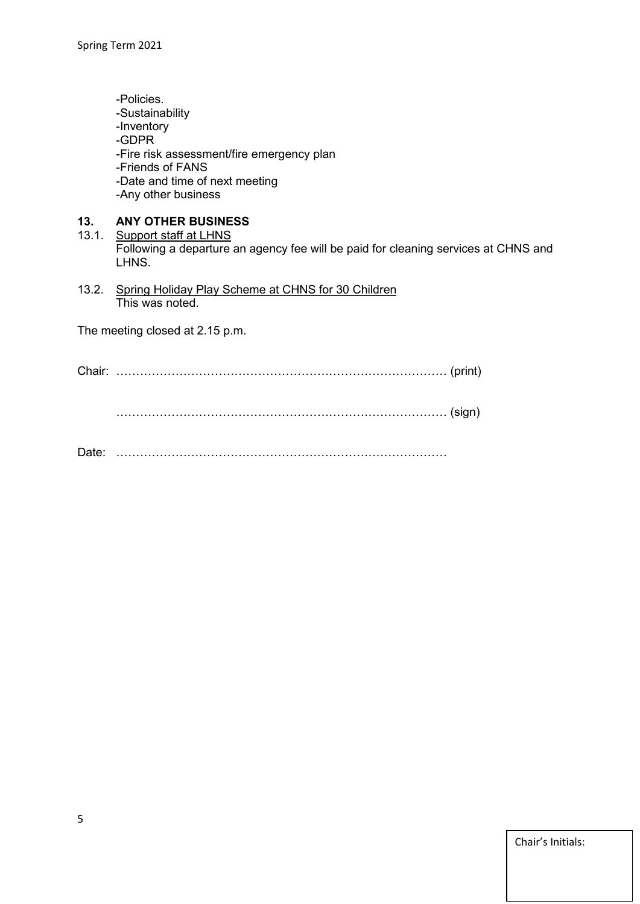-Policies.
-Sustainability
-Inventory
-GDPR
-Fire risk assessment/fire emergency plan
-Friends of FANS
-Date and time of next meeting
-Any other business

## 13. ANY OTHER BUSINESS

13.1. Support staff at LHNS

Following a departure an agency fee will be paid for cleaning services at CHNS and LHNS.

13.2. Spring Holiday Play Scheme at CHNS for 30 Children

This was noted.

The meeting closed at 2.15 p.m.

Chair: ………………………………………………………………………… (print)

………………………………………………………………………… (sign)

Date: …………………………………………………………………………

Chair's Initials: